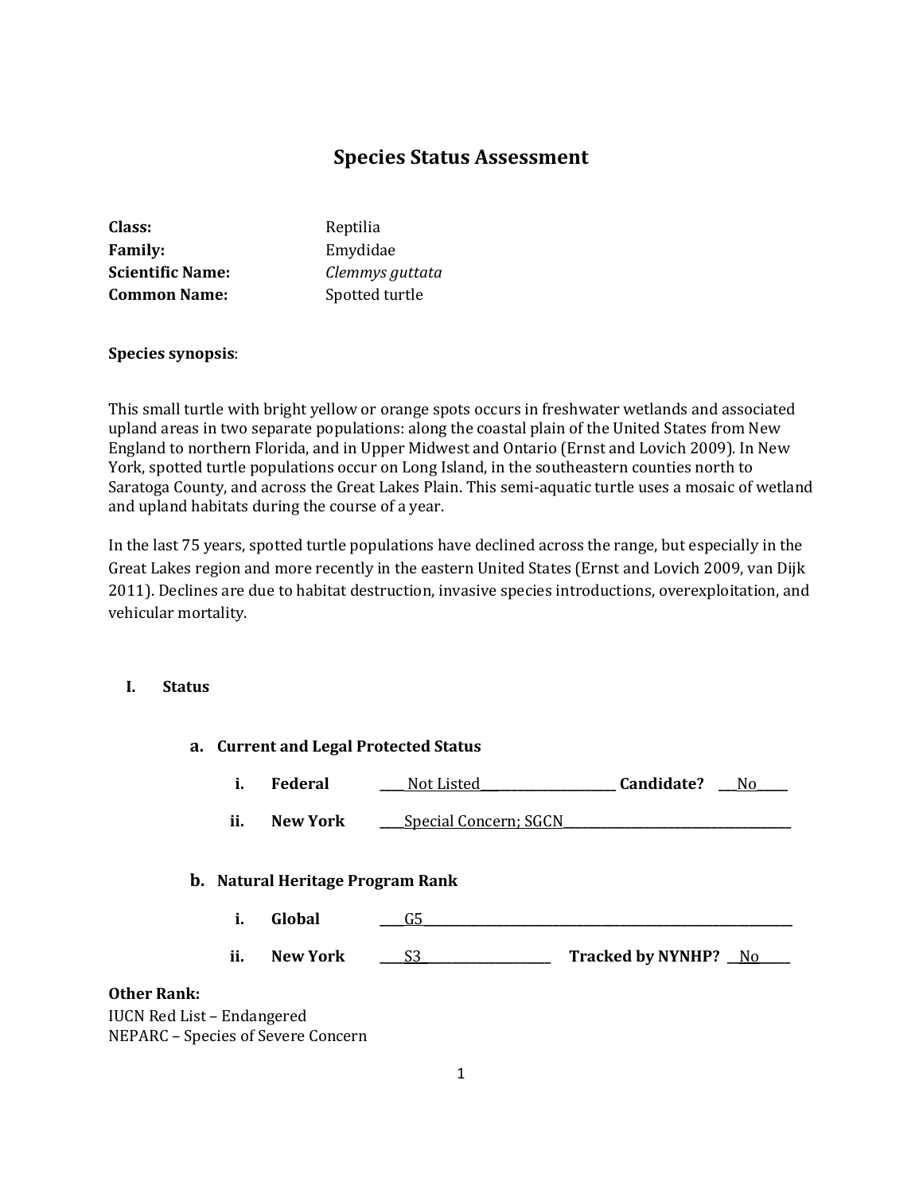# Species Status Assessment

**Class:** Reptilia
**Family:** Emydidae
**Scientific Name:** *Clemmys guttata*
**Common Name:** Spotted turtle

**Species synopsis**:

This small turtle with bright yellow or orange spots occurs in freshwater wetlands and associated upland areas in two separate populations: along the coastal plain of the United States from New England to northern Florida, and in Upper Midwest and Ontario (Ernst and Lovich 2009). In New York, spotted turtle populations occur on Long Island, in the southeastern counties north to Saratoga County, and across the Great Lakes Plain. This semi-aquatic turtle uses a mosaic of wetland and upland habitats during the course of a year.

In the last 75 years, spotted turtle populations have declined across the range, but especially in the Great Lakes region and more recently in the eastern United States (Ernst and Lovich 2009, van Dijk 2011). Declines are due to habitat destruction, invasive species introductions, overexploitation, and vehicular mortality.

## I. Status

### a. Current and Legal Protected Status

i. **Federal** Not Listed **Candidate?** No

ii. **New York** Special Concern; SGCN

### b. Natural Heritage Program Rank

i. **Global** G5

ii. **New York** S3 **Tracked by NYNHP?** No

**Other Rank:**

IUCN Red List – Endangered

NEPARC – Species of Severe Concern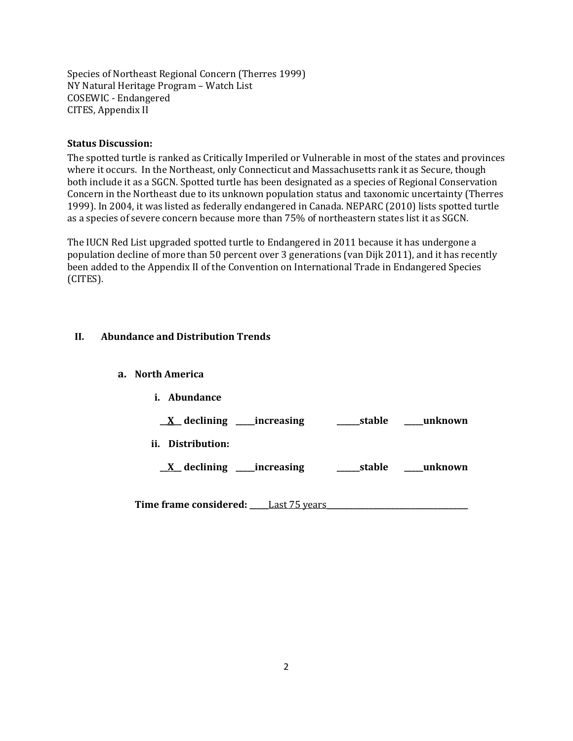Species of Northeast Regional Concern (Therres 1999)
NY Natural Heritage Program – Watch List
COSEWIC - Endangered
CITES, Appendix II

**Status Discussion:**
The spotted turtle is ranked as Critically Imperiled or Vulnerable in most of the states and provinces where it occurs. In the Northeast, only Connecticut and Massachusetts rank it as Secure, though both include it as a SGCN. Spotted turtle has been designated as a species of Regional Conservation Concern in the Northeast due to its unknown population status and taxonomic uncertainty (Therres 1999). In 2004, it was listed as federally endangered in Canada. NEPARC (2010) lists spotted turtle as a species of severe concern because more than 75% of northeastern states list it as SGCN.

The IUCN Red List upgraded spotted turtle to Endangered in 2011 because it has undergone a population decline of more than 50 percent over 3 generations (van Dijk 2011), and it has recently been added to the Appendix II of the Convention on International Trade in Endangered Species (CITES).

## II. Abundance and Distribution Trends

### a. North America

**i. Abundance**

**__X__ declining _____increasing ______stable _____unknown**

**ii. Distribution:**

**__X__ declining _____increasing ______stable _____unknown**

**Time frame considered:** _____Last 75 years_____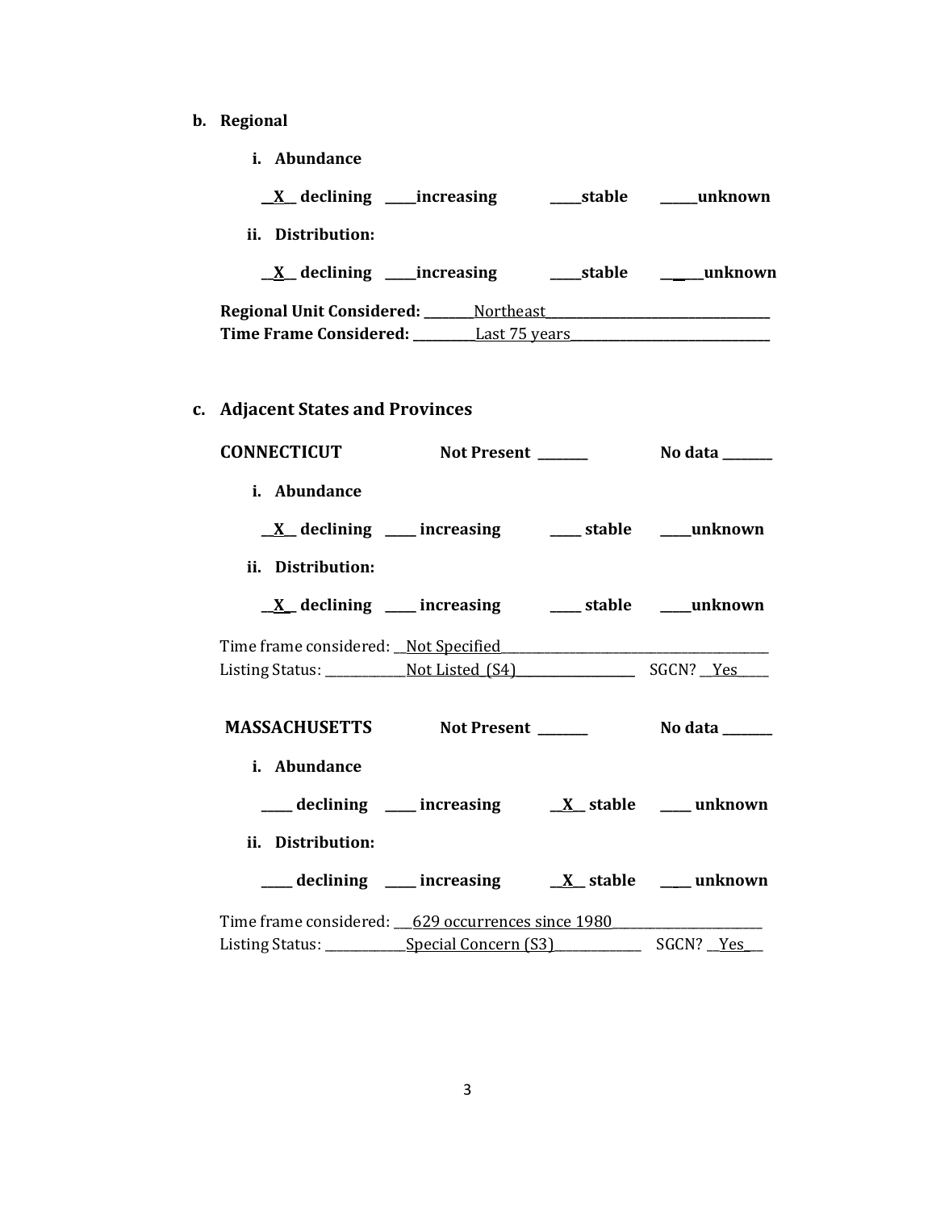**b. Regional**

**i. Abundance**

**\_\_X\_\_ declining \_\_\_\_\_increasing \_\_\_\_\_stable \_\_\_\_\_\_unknown**

**ii. Distribution:**

**\_\_X\_\_ declining \_\_\_\_\_increasing \_\_\_\_\_stable \_\_\_\_\_\_unknown**

**Regional Unit Considered:** \_\_\_\_\_\_\_\_Northeast\_\_\_\_\_\_\_\_\_\_\_\_\_\_\_\_\_\_\_\_\_\_\_\_\_\_\_\_\_\_\_\_\_\_\_\_
**Time Frame Considered:** \_\_\_\_\_\_\_\_\_\_Last 75 years\_\_\_\_\_\_\_\_\_\_\_\_\_\_\_\_\_\_\_\_\_\_\_\_\_\_\_\_\_\_\_\_

**c. Adjacent States and Provinces**

**CONNECTICUT** **Not Present \_\_\_\_\_\_\_\_** **No data \_\_\_\_\_\_\_\_**

**i. Abundance**

**\_\_X\_\_ declining \_\_\_\_\_ increasing \_\_\_\_\_ stable \_\_\_\_\_unknown**

**ii. Distribution:**

**\_\_X\_\_ declining \_\_\_\_\_ increasing \_\_\_\_\_ stable \_\_\_\_\_unknown**

Time frame considered: \_\_Not Specified\_\_\_\_\_\_\_\_\_\_\_\_\_\_\_\_\_\_\_\_\_\_\_\_\_\_\_\_\_\_\_\_\_\_\_\_\_\_\_\_\_\_\_
Listing Status: \_\_\_\_\_\_\_\_\_\_\_\_\_Not Listed (S4)\_\_\_\_\_\_\_\_\_\_\_\_\_\_\_\_\_\_\_ SGCN? \_\_Yes\_\_\_\_\_

**MASSACHUSETTS** **Not Present \_\_\_\_\_\_\_\_** **No data \_\_\_\_\_\_\_\_**

**i. Abundance**

**\_\_\_\_\_ declining \_\_\_\_\_ increasing \_\_X\_\_ stable \_\_\_\_\_ unknown**

**ii. Distribution:**

**\_\_\_\_\_ declining \_\_\_\_\_ increasing \_\_X\_\_ stable \_\_\_\_\_ unknown**

Time frame considered: \_\_\_629 occurrences since 1980\_\_\_\_\_\_\_\_\_\_\_\_\_\_\_\_\_\_\_\_\_\_\_
Listing Status: \_\_\_\_\_\_\_\_\_\_\_\_\_Special Concern (S3)\_\_\_\_\_\_\_\_\_\_\_\_\_\_ SGCN? \_\_Yes\_\_\_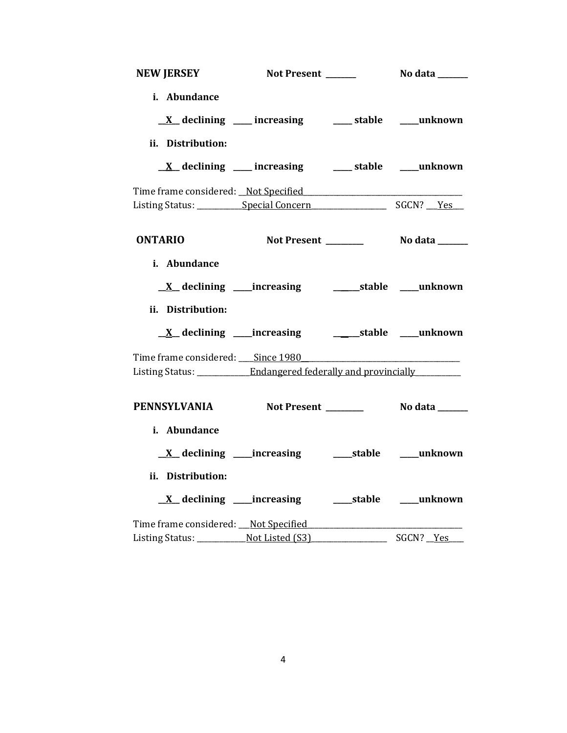**NEW JERSEY** **Not Present** ________ **No data** ________

**i. Abundance**

__X__ **declining** _____ **increasing** _____ **stable** _____ **unknown**

**ii. Distribution:**

__X__ **declining** _____ **increasing** _____ **stable** _____ **unknown**

Time frame considered: __Not Specified__________________________________________

Listing Status: ____________Special Concern____________________ SGCN? ___Yes___

**ONTARIO** **Not Present** __________ **No data** ________

**i. Abundance**

__X__ **declining** _____ **increasing** _______ **stable** _____ **unknown**

**ii. Distribution:**

__X__ **declining** _____ **increasing** _______ **stable** _____ **unknown**

Time frame considered: ____Since 1980_________________________________________

Listing Status: ______________Endangered federally and provincially____________

**PENNSYLVANIA** **Not Present** __________ **No data** ________

**i. Abundance**

__X__ **declining** _____ **increasing** _____ **stable** _____ **unknown**

**ii. Distribution:**

__X__ **declining** _____ **increasing** _____ **stable** _____ **unknown**

Time frame considered: ___Not Specified__________________________________________

Listing Status: _____________Not Listed (S3)_____________________ SGCN? __Yes____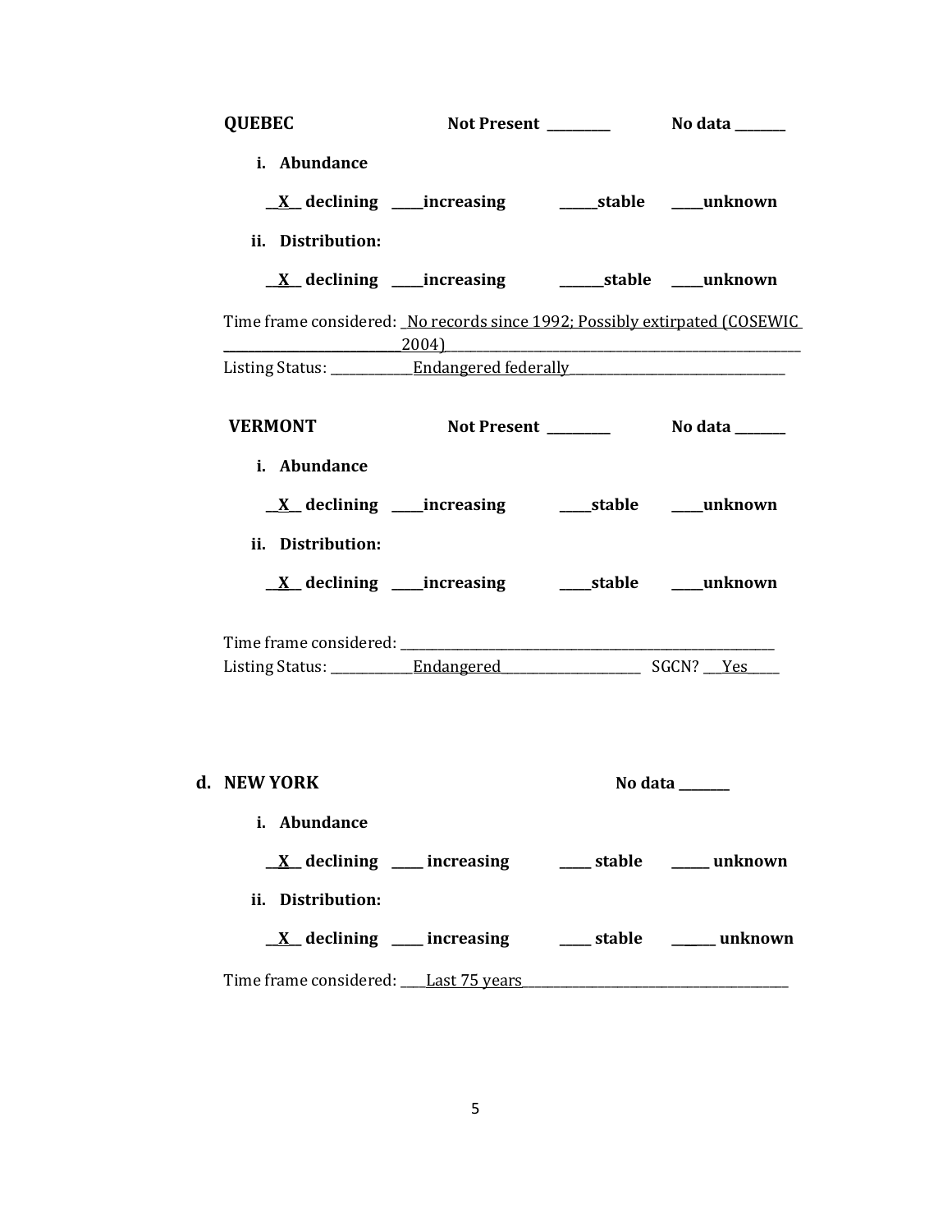**QUEBEC** **Not Present \_\_\_\_\_\_\_\_\_\_** **No data \_\_\_\_\_\_\_\_**

**i. Abundance**

**\_\_X\_\_ declining \_\_\_\_\_increasing \_\_\_\_\_\_stable \_\_\_\_\_unknown**

**ii. Distribution:**

**\_\_X\_\_ declining \_\_\_\_\_increasing \_\_\_\_\_\_\_stable \_\_\_\_\_unknown**

Time frame considered: \_No records since 1992; Possibly extirpated (COSEWIC 2004)\_\_\_\_\_\_\_\_\_\_\_\_\_\_\_\_\_\_\_\_\_\_\_\_\_\_\_\_\_\_\_\_\_\_\_\_\_\_\_\_\_\_\_\_\_\_\_\_\_\_\_\_\_\_\_\_\_\_\_\_
Listing Status: \_\_\_\_\_\_\_\_\_\_\_\_\_\_Endangered federally\_\_\_\_\_\_\_\_\_\_\_\_\_\_\_\_\_\_\_\_\_\_\_\_\_\_\_\_\_\_\_\_\_\_\_\_\_

**VERMONT** **Not Present \_\_\_\_\_\_\_\_\_\_** **No data \_\_\_\_\_\_\_\_**

**i. Abundance**

**\_\_X\_\_ declining \_\_\_\_\_increasing \_\_\_\_\_stable \_\_\_\_\_unknown**

**ii. Distribution:**

**\_\_X\_\_ declining \_\_\_\_\_increasing \_\_\_\_\_stable \_\_\_\_\_unknown**

Time frame considered: \_\_\_\_\_\_\_\_\_\_\_\_\_\_\_\_\_\_\_\_\_\_\_\_\_\_\_\_\_\_\_\_\_\_\_\_\_\_\_\_\_\_\_\_\_\_\_\_\_\_\_\_\_\_\_\_\_\_\_\_\_\_\_
Listing Status: \_\_\_\_\_\_\_\_\_\_\_\_\_\_Endangered\_\_\_\_\_\_\_\_\_\_\_\_\_\_\_\_\_\_\_\_\_\_\_\_\_ SGCN? \_\_\_Yes\_\_\_\_\_

**d. NEW YORK** **No data \_\_\_\_\_\_\_\_**

**i. Abundance**

**\_\_X\_\_ declining \_\_\_\_\_ increasing \_\_\_\_\_ stable \_\_\_\_\_\_ unknown**

**ii. Distribution:**

**\_\_X\_\_ declining \_\_\_\_\_ increasing \_\_\_\_\_ stable \_\_\_\_\_\_ unknown**

Time frame considered: \_\_\_\_Last 75 years\_\_\_\_\_\_\_\_\_\_\_\_\_\_\_\_\_\_\_\_\_\_\_\_\_\_\_\_\_\_\_\_\_\_\_\_\_\_\_\_\_\_\_\_\_\_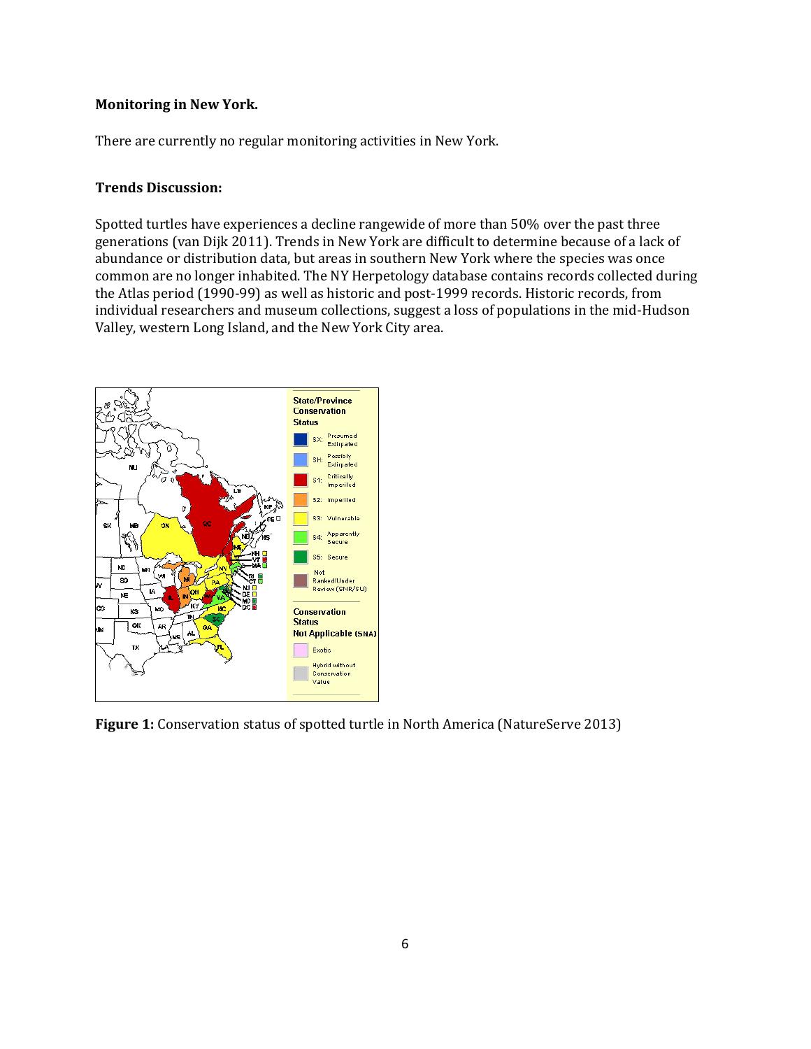**Monitoring in New York.**

There are currently no regular monitoring activities in New York.

**Trends Discussion:**

Spotted turtles have experiences a decline rangewide of more than 50% over the past three generations (van Dijk 2011). Trends in New York are difficult to determine because of a lack of abundance or distribution data, but areas in southern New York where the species was once common are no longer inhabited. The NY Herpetology database contains records collected during the Atlas period (1990-99) as well as historic and post-1999 records. Historic records, from individual researchers and museum collections, suggest a loss of populations in the mid-Hudson Valley, western Long Island, and the New York City area.

**Figure 1:** Conservation status of spotted turtle in North America (NatureServe 2013)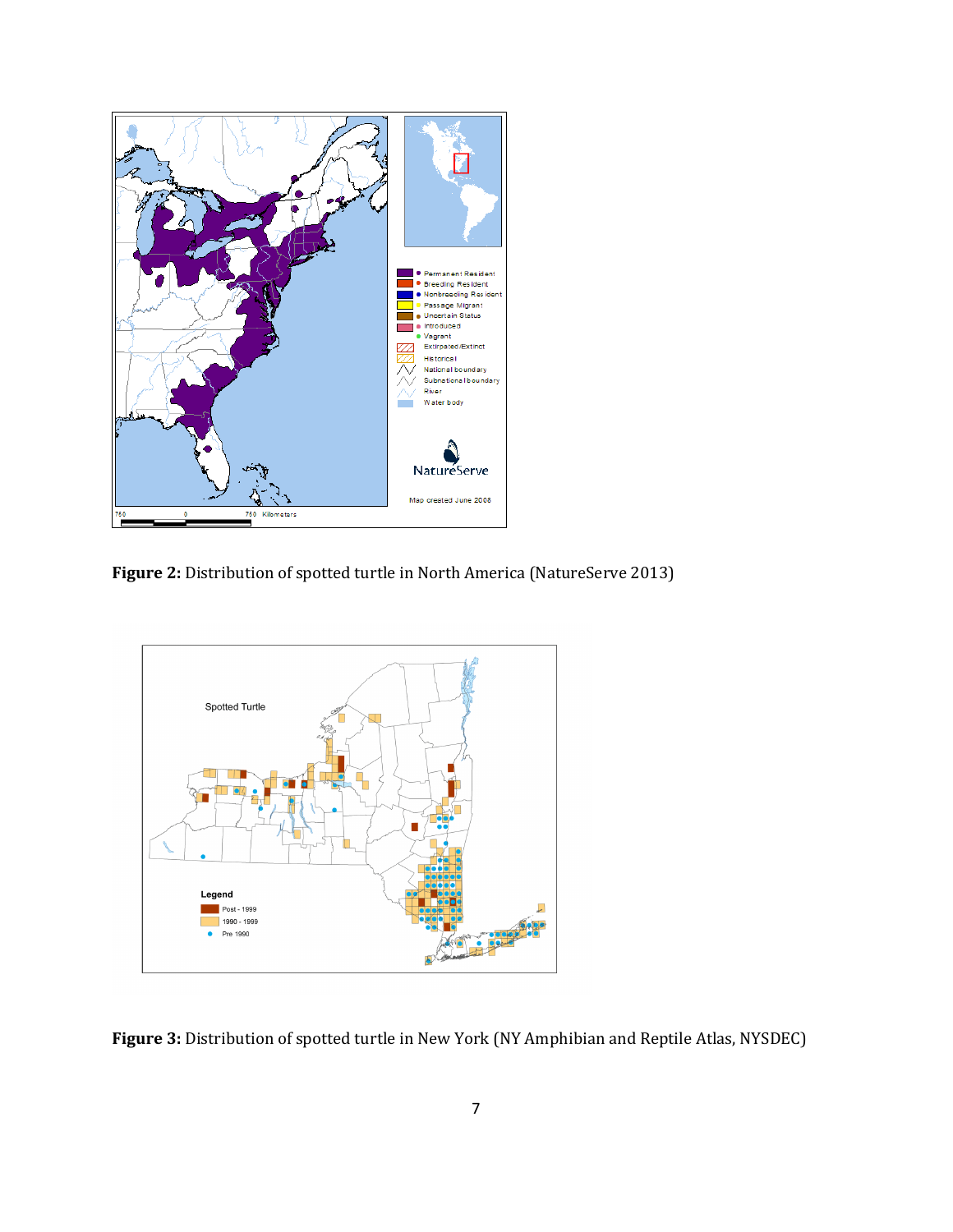**Figure 2:** Distribution of spotted turtle in North America (NatureServe 2013)

**Figure 3:** Distribution of spotted turtle in New York (NY Amphibian and Reptile Atlas, NYSDEC)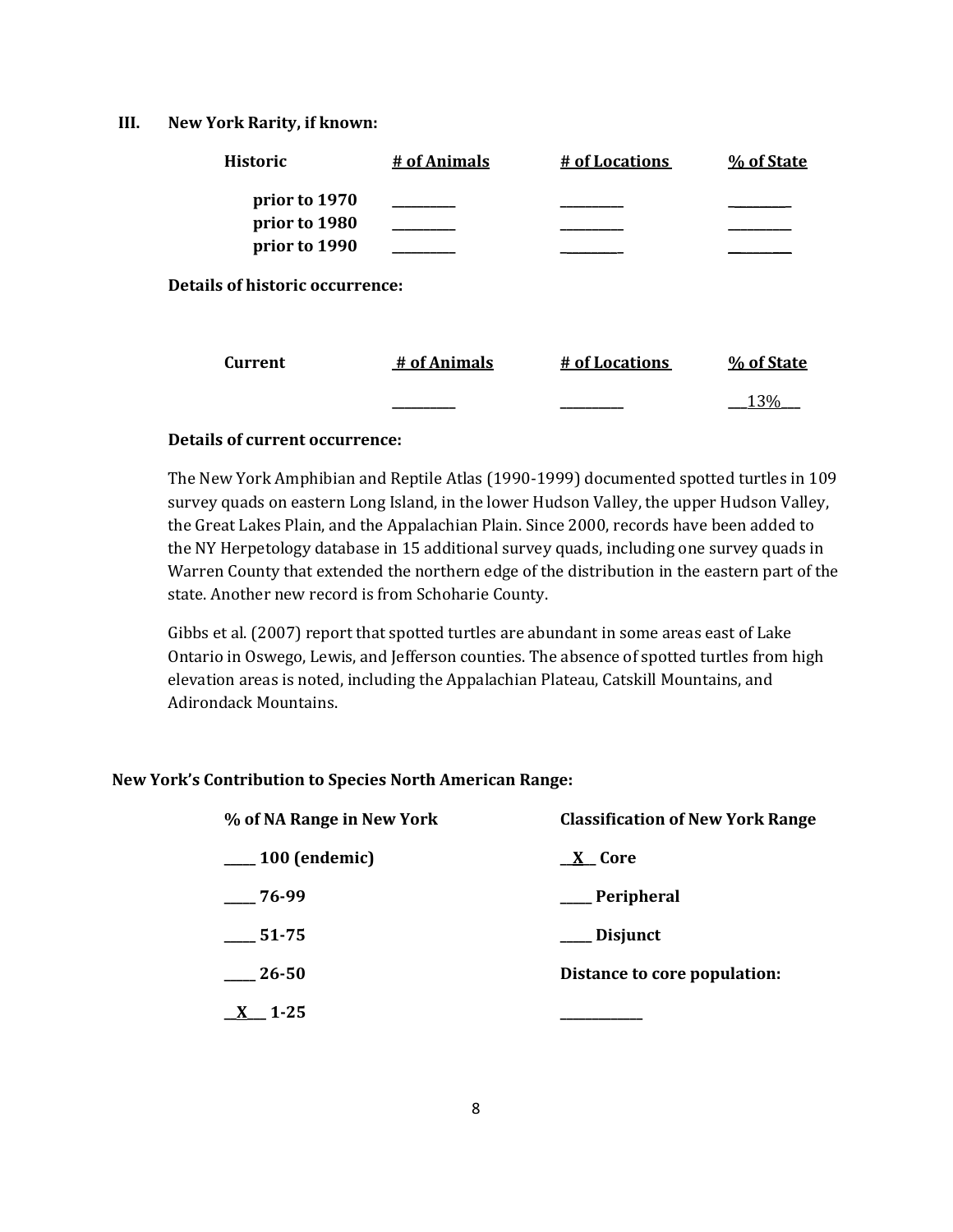## III. New York Rarity, if known:

| Historic | # of Animals | # of Locations | % of State |
|---|---|---|---|
| prior to 1970 | _________ | _________ | _________ |
| prior to 1980 | _________ | _________ | _________ |
| prior to 1990 | _________ | _________ | _________ |

**Details of historic occurrence:**

| Current | # of Animals | # of Locations | % of State |
|---|---|---|---|
| | _________ | _________ | __13%__ |

**Details of current occurrence:**

The New York Amphibian and Reptile Atlas (1990-1999) documented spotted turtles in 109 survey quads on eastern Long Island, in the lower Hudson Valley, the upper Hudson Valley, the Great Lakes Plain, and the Appalachian Plain. Since 2000, records have been added to the NY Herpetology database in 15 additional survey quads, including one survey quads in Warren County that extended the northern edge of the distribution in the eastern part of the state. Another new record is from Schoharie County.

Gibbs et al. (2007) report that spotted turtles are abundant in some areas east of Lake Ontario in Oswego, Lewis, and Jefferson counties. The absence of spotted turtles from high elevation areas is noted, including the Appalachian Plateau, Catskill Mountains, and Adirondack Mountains.

### New York's Contribution to Species North American Range:

| % of NA Range in New York | Classification of New York Range |
|---|---|
| _____ 100 (endemic) | __X__ Core |
| _____ 76-99 | _____ Peripheral |
| _____ 51-75 | _____ Disjunct |
| _____ 26-50 | Distance to core population: |
| __X__ 1-25 | _____________ |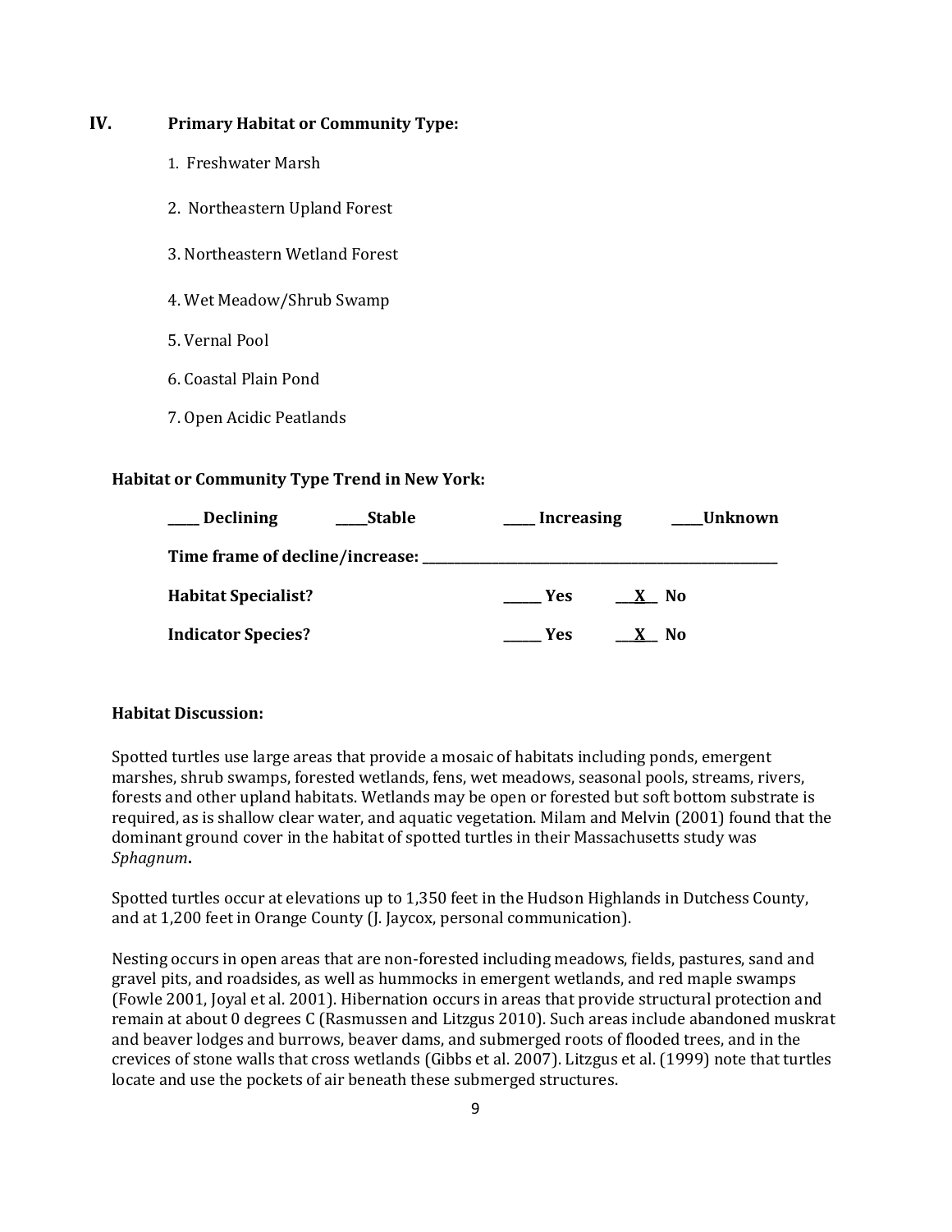## IV. Primary Habitat or Community Type:

1. Freshwater Marsh
2. Northeastern Upland Forest
3. Northeastern Wetland Forest
4. Wet Meadow/Shrub Swamp
5. Vernal Pool
6. Coastal Plain Pond
7. Open Acidic Peatlands

**Habitat or Community Type Trend in New York:**

**____ Declining ____Stable ____ Increasing ____Unknown**

**Time frame of decline/increase: ______________________________**

**Habitat Specialist?** _____ Yes __X__ No

**Indicator Species?** _____ Yes __X__ No

**Habitat Discussion:**

Spotted turtles use large areas that provide a mosaic of habitats including ponds, emergent marshes, shrub swamps, forested wetlands, fens, wet meadows, seasonal pools, streams, rivers, forests and other upland habitats. Wetlands may be open or forested but soft bottom substrate is required, as is shallow clear water, and aquatic vegetation. Milam and Melvin (2001) found that the dominant ground cover in the habitat of spotted turtles in their Massachusetts study was *Sphagnum*.

Spotted turtles occur at elevations up to 1,350 feet in the Hudson Highlands in Dutchess County, and at 1,200 feet in Orange County (J. Jaycox, personal communication).

Nesting occurs in open areas that are non-forested including meadows, fields, pastures, sand and gravel pits, and roadsides, as well as hummocks in emergent wetlands, and red maple swamps (Fowle 2001, Joyal et al. 2001). Hibernation occurs in areas that provide structural protection and remain at about 0 degrees C (Rasmussen and Litzgus 2010). Such areas include abandoned muskrat and beaver lodges and burrows, beaver dams, and submerged roots of flooded trees, and in the crevices of stone walls that cross wetlands (Gibbs et al. 2007). Litzgus et al. (1999) note that turtles locate and use the pockets of air beneath these submerged structures.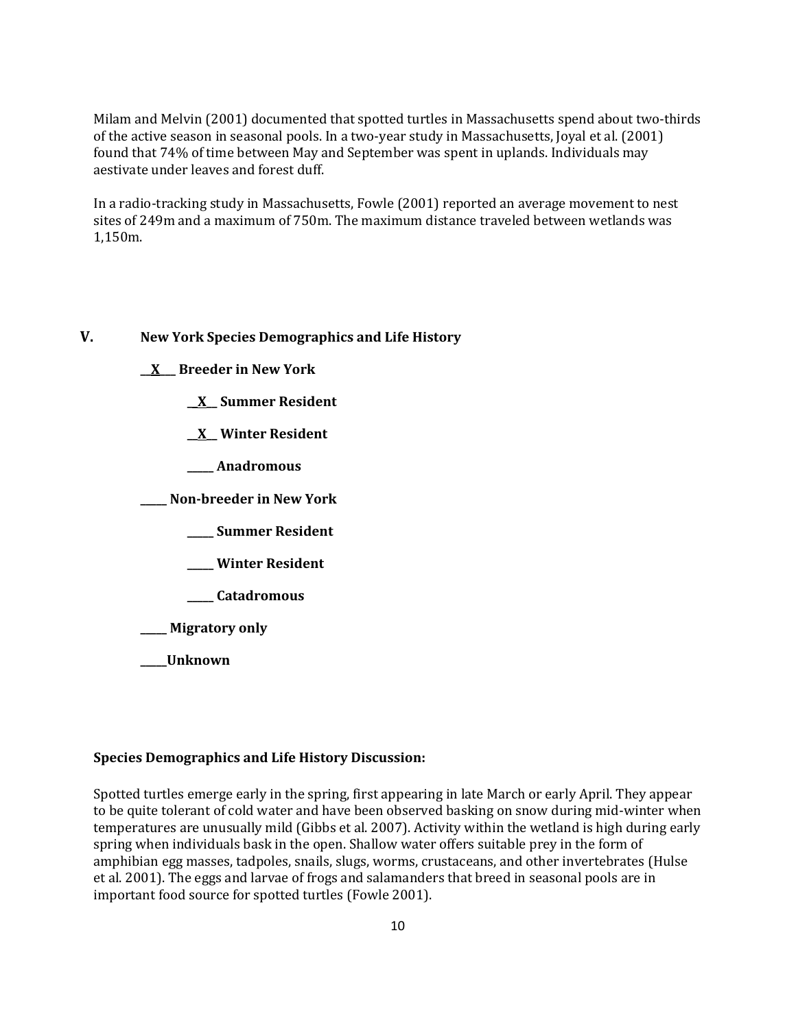Milam and Melvin (2001) documented that spotted turtles in Massachusetts spend about two-thirds of the active season in seasonal pools. In a two-year study in Massachusetts, Joyal et al. (2001) found that 74% of time between May and September was spent in uplands. Individuals may aestivate under leaves and forest duff.

In a radio-tracking study in Massachusetts, Fowle (2001) reported an average movement to nest sites of 249m and a maximum of 750m. The maximum distance traveled between wetlands was 1,150m.

## V. New York Species Demographics and Life History

**\_\_X\_\_ Breeder in New York**

- **\_\_X\_\_ Summer Resident**
- **\_\_X\_\_ Winter Resident**
- **\_\_\_\_\_ Anadromous**

**\_\_\_\_\_ Non-breeder in New York**

- **\_\_\_\_\_ Summer Resident**
- **\_\_\_\_\_ Winter Resident**
- **\_\_\_\_\_ Catadromous**

**\_\_\_\_\_ Migratory only**

**\_\_\_\_\_Unknown**

**Species Demographics and Life History Discussion:**

Spotted turtles emerge early in the spring, first appearing in late March or early April. They appear to be quite tolerant of cold water and have been observed basking on snow during mid-winter when temperatures are unusually mild (Gibbs et al. 2007). Activity within the wetland is high during early spring when individuals bask in the open. Shallow water offers suitable prey in the form of amphibian egg masses, tadpoles, snails, slugs, worms, crustaceans, and other invertebrates (Hulse et al. 2001). The eggs and larvae of frogs and salamanders that breed in seasonal pools are in important food source for spotted turtles (Fowle 2001).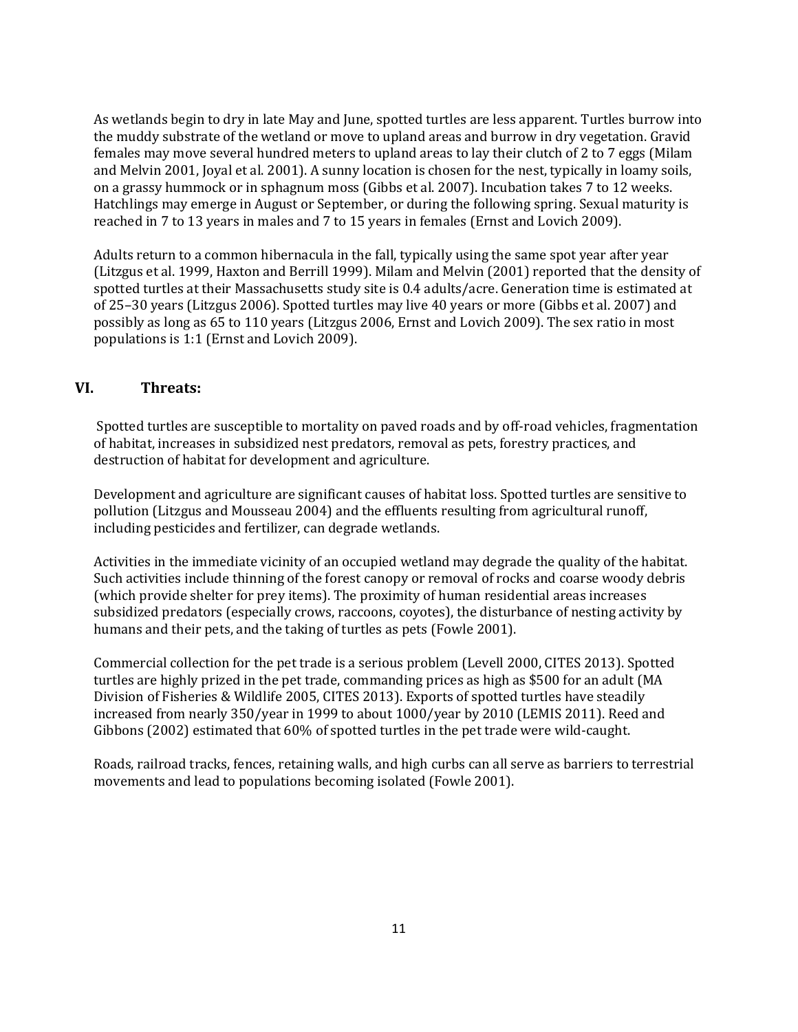As wetlands begin to dry in late May and June, spotted turtles are less apparent. Turtles burrow into the muddy substrate of the wetland or move to upland areas and burrow in dry vegetation. Gravid females may move several hundred meters to upland areas to lay their clutch of 2 to 7 eggs (Milam and Melvin 2001, Joyal et al. 2001). A sunny location is chosen for the nest, typically in loamy soils, on a grassy hummock or in sphagnum moss (Gibbs et al. 2007). Incubation takes 7 to 12 weeks. Hatchlings may emerge in August or September, or during the following spring. Sexual maturity is reached in 7 to 13 years in males and 7 to 15 years in females (Ernst and Lovich 2009).

Adults return to a common hibernacula in the fall, typically using the same spot year after year (Litzgus et al. 1999, Haxton and Berrill 1999). Milam and Melvin (2001) reported that the density of spotted turtles at their Massachusetts study site is 0.4 adults/acre. Generation time is estimated at of 25–30 years (Litzgus 2006). Spotted turtles may live 40 years or more (Gibbs et al. 2007) and possibly as long as 65 to 110 years (Litzgus 2006, Ernst and Lovich 2009). The sex ratio in most populations is 1:1 (Ernst and Lovich 2009).

## VI. Threats:

Spotted turtles are susceptible to mortality on paved roads and by off-road vehicles, fragmentation of habitat, increases in subsidized nest predators, removal as pets, forestry practices, and destruction of habitat for development and agriculture.

Development and agriculture are significant causes of habitat loss. Spotted turtles are sensitive to pollution (Litzgus and Mousseau 2004) and the effluents resulting from agricultural runoff, including pesticides and fertilizer, can degrade wetlands.

Activities in the immediate vicinity of an occupied wetland may degrade the quality of the habitat. Such activities include thinning of the forest canopy or removal of rocks and coarse woody debris (which provide shelter for prey items). The proximity of human residential areas increases subsidized predators (especially crows, raccoons, coyotes), the disturbance of nesting activity by humans and their pets, and the taking of turtles as pets (Fowle 2001).

Commercial collection for the pet trade is a serious problem (Levell 2000, CITES 2013). Spotted turtles are highly prized in the pet trade, commanding prices as high as $500 for an adult (MA Division of Fisheries & Wildlife 2005, CITES 2013). Exports of spotted turtles have steadily increased from nearly 350/year in 1999 to about 1000/year by 2010 (LEMIS 2011). Reed and Gibbons (2002) estimated that 60% of spotted turtles in the pet trade were wild-caught.

Roads, railroad tracks, fences, retaining walls, and high curbs can all serve as barriers to terrestrial movements and lead to populations becoming isolated (Fowle 2001).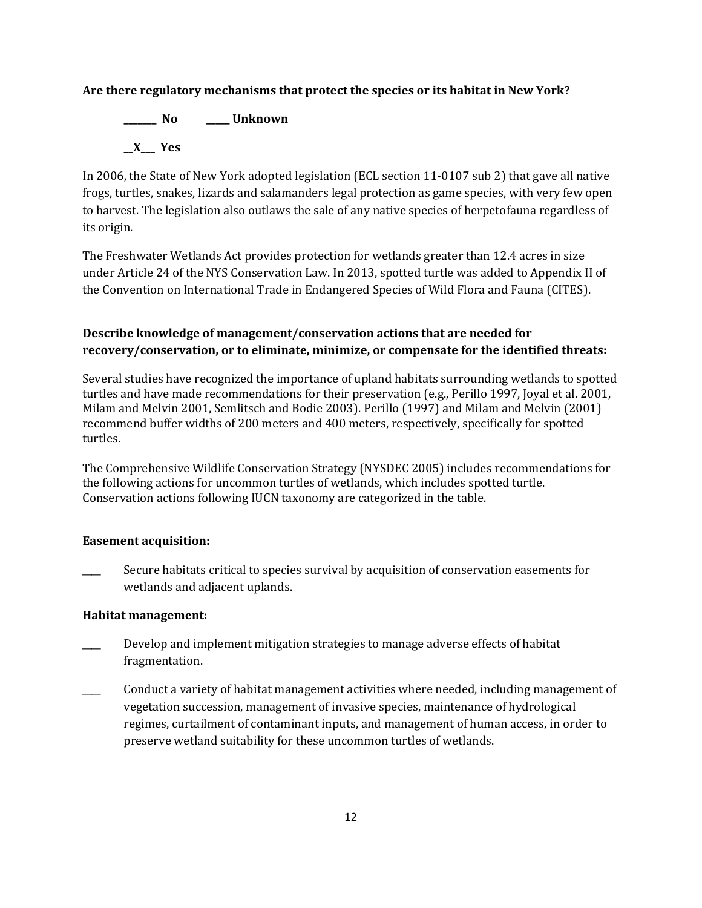**Are there regulatory mechanisms that protect the species or its habitat in New York?**

**_______ No** **_____ Unknown**

**__X___ Yes**

In 2006, the State of New York adopted legislation (ECL section 11-0107 sub 2) that gave all native frogs, turtles, snakes, lizards and salamanders legal protection as game species, with very few open to harvest. The legislation also outlaws the sale of any native species of herpetofauna regardless of its origin.

The Freshwater Wetlands Act provides protection for wetlands greater than 12.4 acres in size under Article 24 of the NYS Conservation Law. In 2013, spotted turtle was added to Appendix II of the Convention on International Trade in Endangered Species of Wild Flora and Fauna (CITES).

**Describe knowledge of management/conservation actions that are needed for recovery/conservation, or to eliminate, minimize, or compensate for the identified threats:**

Several studies have recognized the importance of upland habitats surrounding wetlands to spotted turtles and have made recommendations for their preservation (e.g., Perillo 1997, Joyal et al. 2001, Milam and Melvin 2001, Semlitsch and Bodie 2003). Perillo (1997) and Milam and Melvin (2001) recommend buffer widths of 200 meters and 400 meters, respectively, specifically for spotted turtles.

The Comprehensive Wildlife Conservation Strategy (NYSDEC 2005) includes recommendations for the following actions for uncommon turtles of wetlands, which includes spotted turtle. Conservation actions following IUCN taxonomy are categorized in the table.

**Easement acquisition:**

____ Secure habitats critical to species survival by acquisition of conservation easements for wetlands and adjacent uplands.

**Habitat management:**

____ Develop and implement mitigation strategies to manage adverse effects of habitat fragmentation.

____ Conduct a variety of habitat management activities where needed, including management of vegetation succession, management of invasive species, maintenance of hydrological regimes, curtailment of contaminant inputs, and management of human access, in order to preserve wetland suitability for these uncommon turtles of wetlands.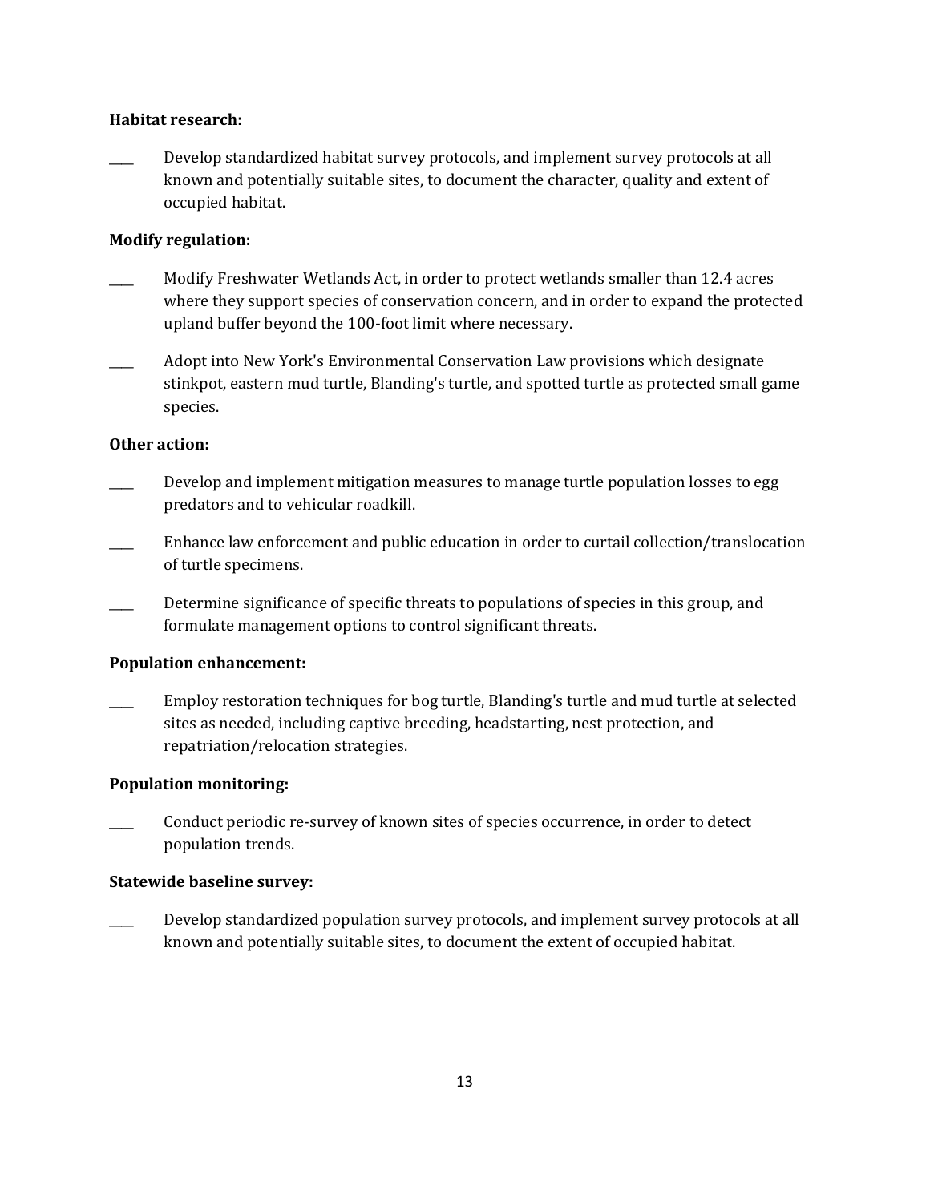**Habitat research:**

____ Develop standardized habitat survey protocols, and implement survey protocols at all known and potentially suitable sites, to document the character, quality and extent of occupied habitat.

**Modify regulation:**

____ Modify Freshwater Wetlands Act, in order to protect wetlands smaller than 12.4 acres where they support species of conservation concern, and in order to expand the protected upland buffer beyond the 100-foot limit where necessary.

____ Adopt into New York's Environmental Conservation Law provisions which designate stinkpot, eastern mud turtle, Blanding's turtle, and spotted turtle as protected small game species.

**Other action:**

____ Develop and implement mitigation measures to manage turtle population losses to egg predators and to vehicular roadkill.

____ Enhance law enforcement and public education in order to curtail collection/translocation of turtle specimens.

____ Determine significance of specific threats to populations of species in this group, and formulate management options to control significant threats.

**Population enhancement:**

____ Employ restoration techniques for bog turtle, Blanding's turtle and mud turtle at selected sites as needed, including captive breeding, headstarting, nest protection, and repatriation/relocation strategies.

**Population monitoring:**

____ Conduct periodic re-survey of known sites of species occurrence, in order to detect population trends.

**Statewide baseline survey:**

____ Develop standardized population survey protocols, and implement survey protocols at all known and potentially suitable sites, to document the extent of occupied habitat.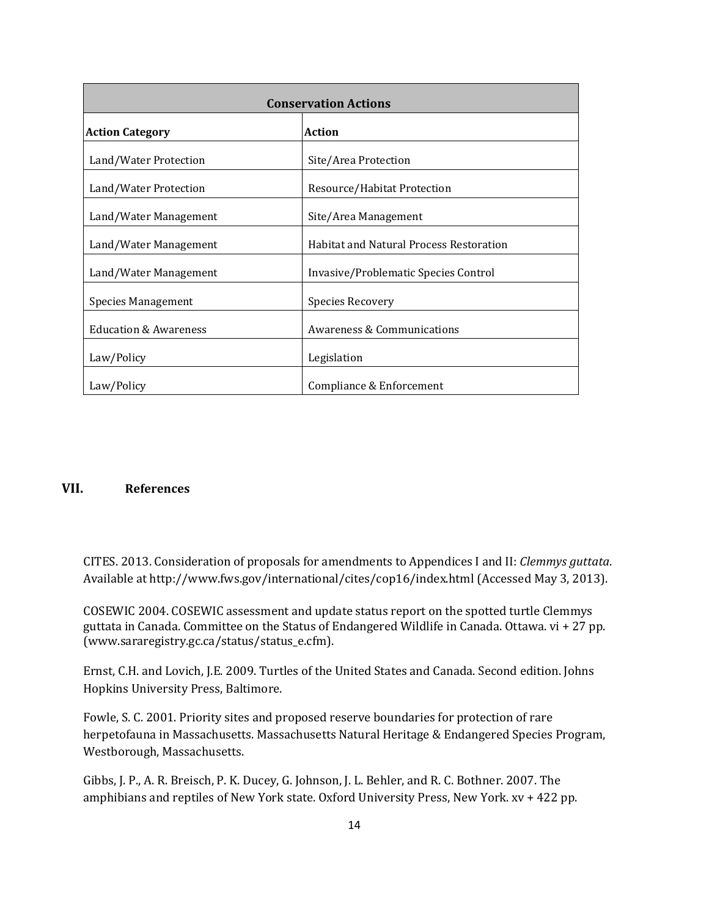| Conservation Actions | |
|---|---|
| **Action Category** | **Action** |
| Land/Water Protection | Site/Area Protection |
| Land/Water Protection | Resource/Habitat Protection |
| Land/Water Management | Site/Area Management |
| Land/Water Management | Habitat and Natural Process Restoration |
| Land/Water Management | Invasive/Problematic Species Control |
| Species Management | Species Recovery |
| Education & Awareness | Awareness & Communications |
| Law/Policy | Legislation |
| Law/Policy | Compliance & Enforcement |

## VII. References

CITES. 2013. Consideration of proposals for amendments to Appendices I and II: *Clemmys guttata*. Available at http://www.fws.gov/international/cites/cop16/index.html (Accessed May 3, 2013).

COSEWIC 2004. COSEWIC assessment and update status report on the spotted turtle Clemmys guttata in Canada. Committee on the Status of Endangered Wildlife in Canada. Ottawa. vi + 27 pp. (www.sararegistry.gc.ca/status/status_e.cfm).

Ernst, C.H. and Lovich, J.E. 2009. Turtles of the United States and Canada. Second edition. Johns Hopkins University Press, Baltimore.

Fowle, S. C. 2001. Priority sites and proposed reserve boundaries for protection of rare herpetofauna in Massachusetts. Massachusetts Natural Heritage & Endangered Species Program, Westborough, Massachusetts.

Gibbs, J. P., A. R. Breisch, P. K. Ducey, G. Johnson, J. L. Behler, and R. C. Bothner. 2007. The amphibians and reptiles of New York state. Oxford University Press, New York. xv + 422 pp.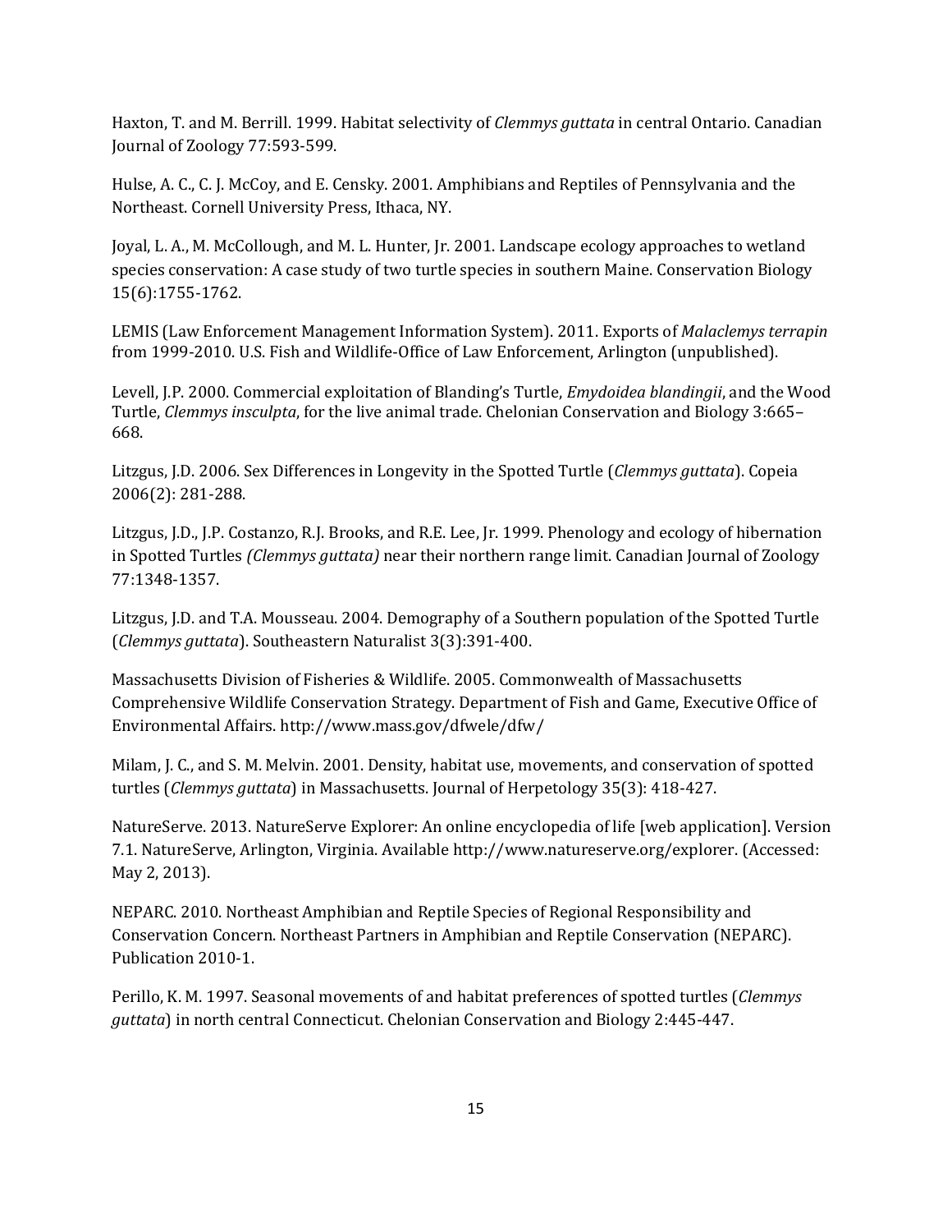Haxton, T. and M. Berrill. 1999. Habitat selectivity of *Clemmys guttata* in central Ontario. Canadian Journal of Zoology 77:593-599.

Hulse, A. C., C. J. McCoy, and E. Censky. 2001. Amphibians and Reptiles of Pennsylvania and the Northeast. Cornell University Press, Ithaca, NY.

Joyal, L. A., M. McCollough, and M. L. Hunter, Jr. 2001. Landscape ecology approaches to wetland species conservation: A case study of two turtle species in southern Maine. Conservation Biology 15(6):1755-1762.

LEMIS (Law Enforcement Management Information System). 2011. Exports of *Malaclemys terrapin* from 1999-2010. U.S. Fish and Wildlife-Office of Law Enforcement, Arlington (unpublished).

Levell, J.P. 2000. Commercial exploitation of Blanding's Turtle, *Emydoidea blandingii*, and the Wood Turtle, *Clemmys insculpta*, for the live animal trade. Chelonian Conservation and Biology 3:665–668.

Litzgus, J.D. 2006. Sex Differences in Longevity in the Spotted Turtle (*Clemmys guttata*). Copeia 2006(2): 281-288.

Litzgus, J.D., J.P. Costanzo, R.J. Brooks, and R.E. Lee, Jr. 1999. Phenology and ecology of hibernation in Spotted Turtles *(Clemmys guttata)* near their northern range limit. Canadian Journal of Zoology 77:1348-1357.

Litzgus, J.D. and T.A. Mousseau. 2004. Demography of a Southern population of the Spotted Turtle (*Clemmys guttata*). Southeastern Naturalist 3(3):391-400.

Massachusetts Division of Fisheries & Wildlife. 2005. Commonwealth of Massachusetts Comprehensive Wildlife Conservation Strategy. Department of Fish and Game, Executive Office of Environmental Affairs. http://www.mass.gov/dfwele/dfw/

Milam, J. C., and S. M. Melvin. 2001. Density, habitat use, movements, and conservation of spotted turtles (*Clemmys guttata*) in Massachusetts. Journal of Herpetology 35(3): 418-427.

NatureServe. 2013. NatureServe Explorer: An online encyclopedia of life [web application]. Version 7.1. NatureServe, Arlington, Virginia. Available http://www.natureserve.org/explorer. (Accessed: May 2, 2013).

NEPARC. 2010. Northeast Amphibian and Reptile Species of Regional Responsibility and Conservation Concern. Northeast Partners in Amphibian and Reptile Conservation (NEPARC). Publication 2010-1.

Perillo, K. M. 1997. Seasonal movements of and habitat preferences of spotted turtles (*Clemmys guttata*) in north central Connecticut. Chelonian Conservation and Biology 2:445-447.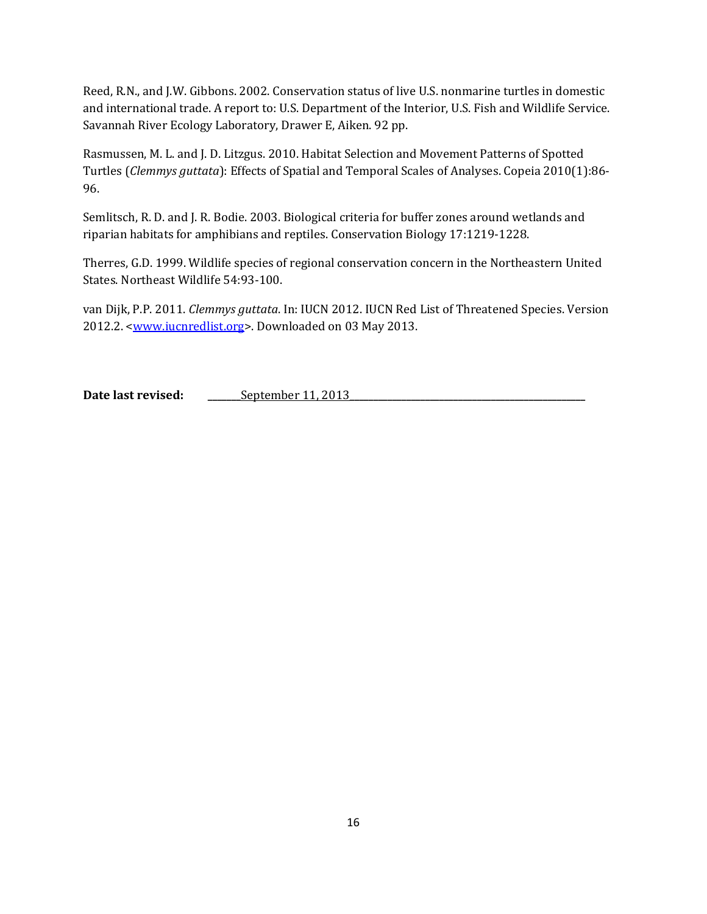Reed, R.N., and J.W. Gibbons. 2002. Conservation status of live U.S. nonmarine turtles in domestic and international trade. A report to: U.S. Department of the Interior, U.S. Fish and Wildlife Service. Savannah River Ecology Laboratory, Drawer E, Aiken. 92 pp.

Rasmussen, M. L. and J. D. Litzgus. 2010. Habitat Selection and Movement Patterns of Spotted Turtles (*Clemmys guttata*): Effects of Spatial and Temporal Scales of Analyses. Copeia 2010(1):86-96.

Semlitsch, R. D. and J. R. Bodie. 2003. Biological criteria for buffer zones around wetlands and riparian habitats for amphibians and reptiles. Conservation Biology 17:1219-1228.

Therres, G.D. 1999. Wildlife species of regional conservation concern in the Northeastern United States. Northeast Wildlife 54:93-100.

van Dijk, P.P. 2011. *Clemmys guttata*. In: IUCN 2012. IUCN Red List of Threatened Species. Version 2012.2. <www.iucnredlist.org>. Downloaded on 03 May 2013.

**Date last revised:** September 11, 2013